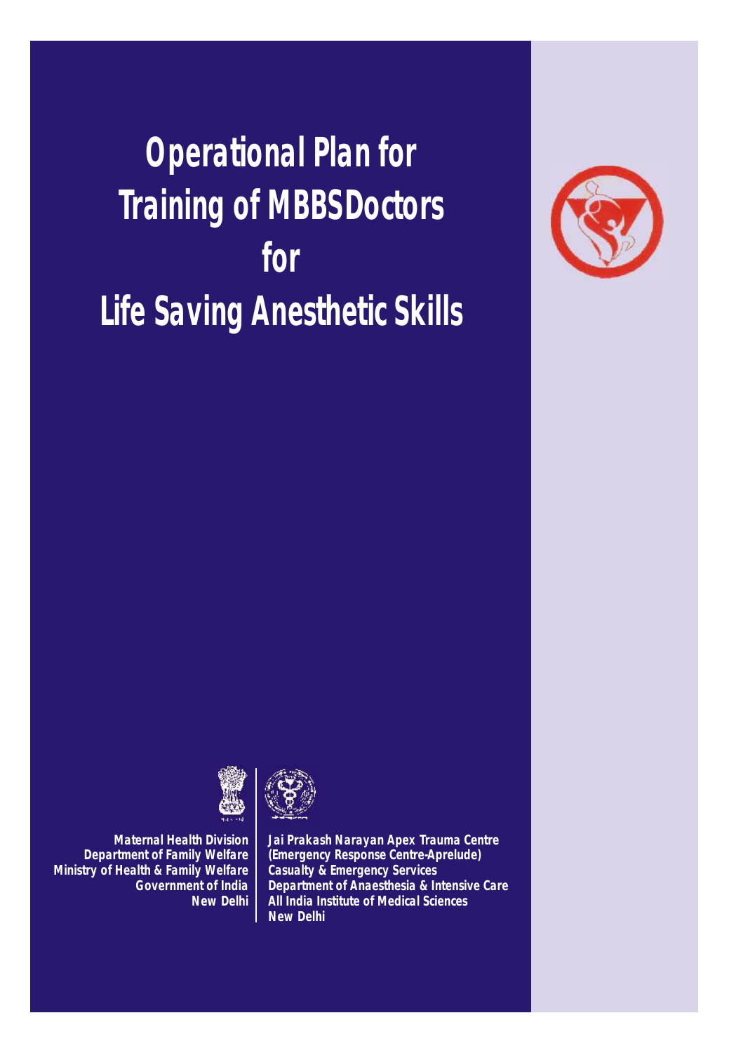# Operational Plan for Training of MBBS Doctors for Life Saving Anesthetic Skills

Maternal Health Division
Department of Family Welfare
Ministry of Health & Family Welfare
Government of India
New Delhi

Jai Prakash Narayan Apex Trauma Centre
(Emergency Response Centre-Aprelude)
Casualty & Emergency Services
Department of Anaesthesia & Intensive Care
All India Institute of Medical Sciences
New Delhi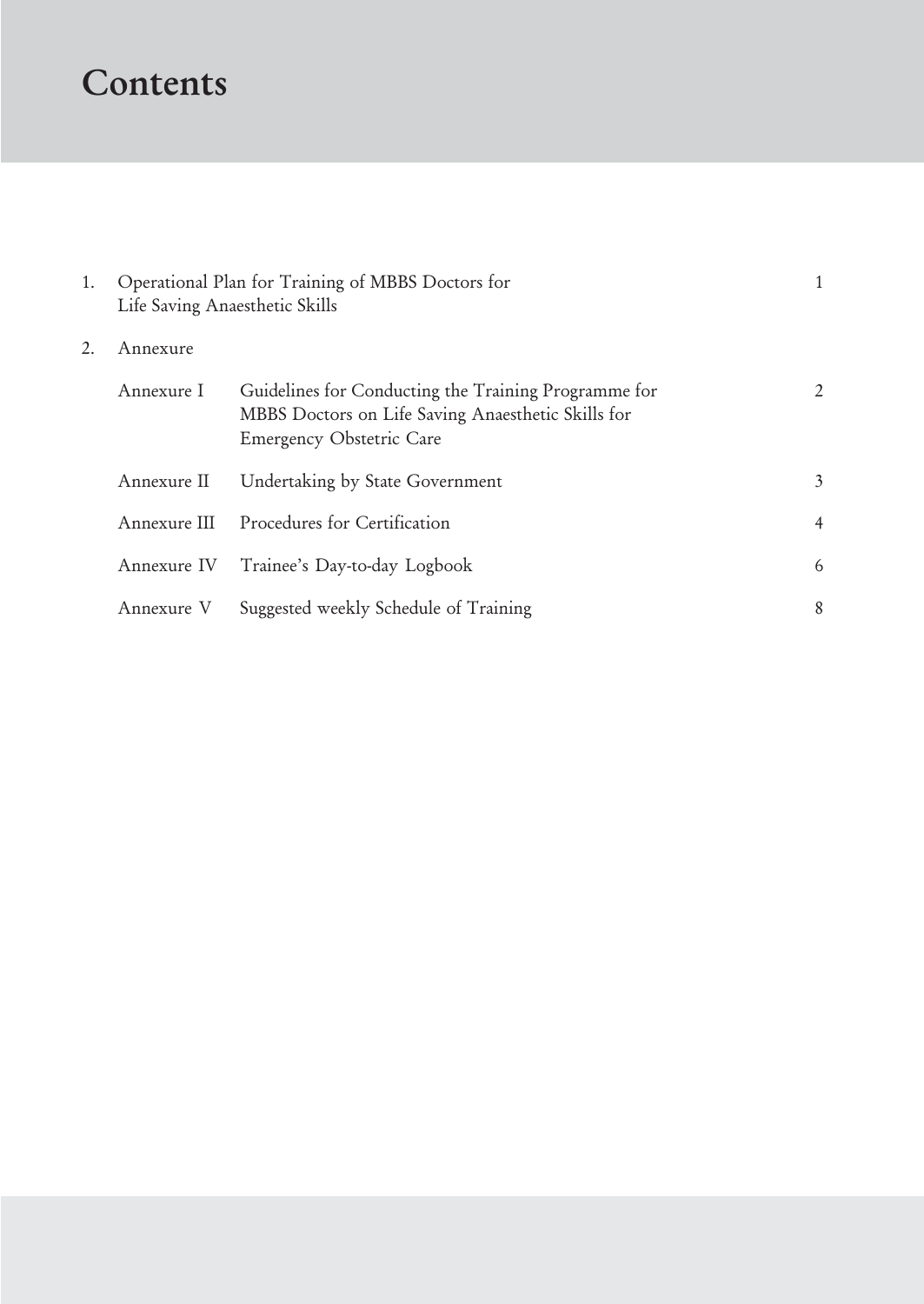# Contents

| | | | |
|---|---|---|---|
| 1. | Operational Plan for Training of MBBS Doctors for Life Saving Anaesthetic Skills | | 1 |
| 2. | Annexure | | |
| | Annexure I | Guidelines for Conducting the Training Programme for MBBS Doctors on Life Saving Anaesthetic Skills for Emergency Obstetric Care | 2 |
| | Annexure II | Undertaking by State Government | 3 |
| | Annexure III | Procedures for Certification | 4 |
| | Annexure IV | Trainee's Day-to-day Logbook | 6 |
| | Annexure V | Suggested weekly Schedule of Training | 8 |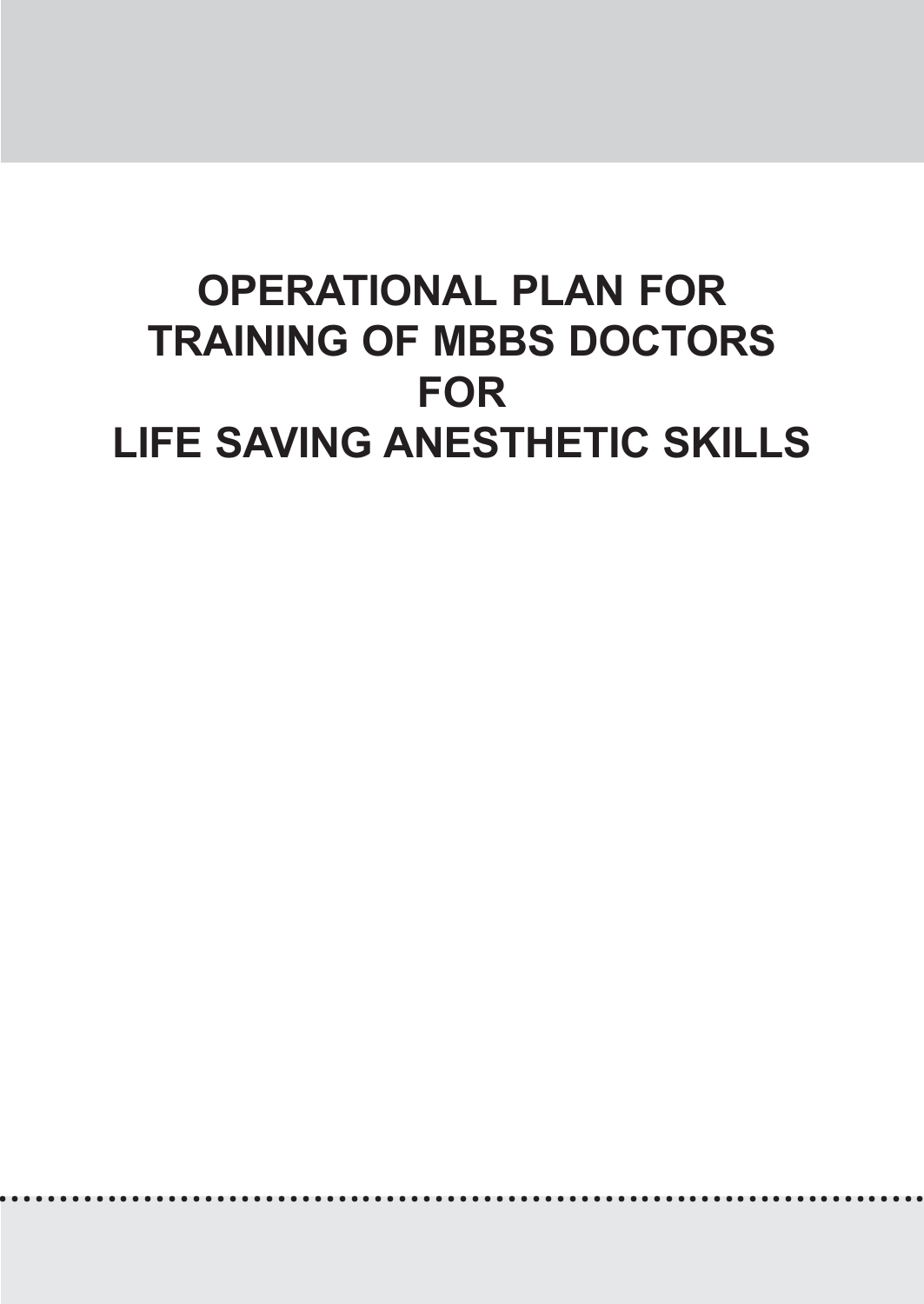# OPERATIONAL PLAN FOR TRAINING OF MBBS DOCTORS FOR LIFE SAVING ANESTHETIC SKILLS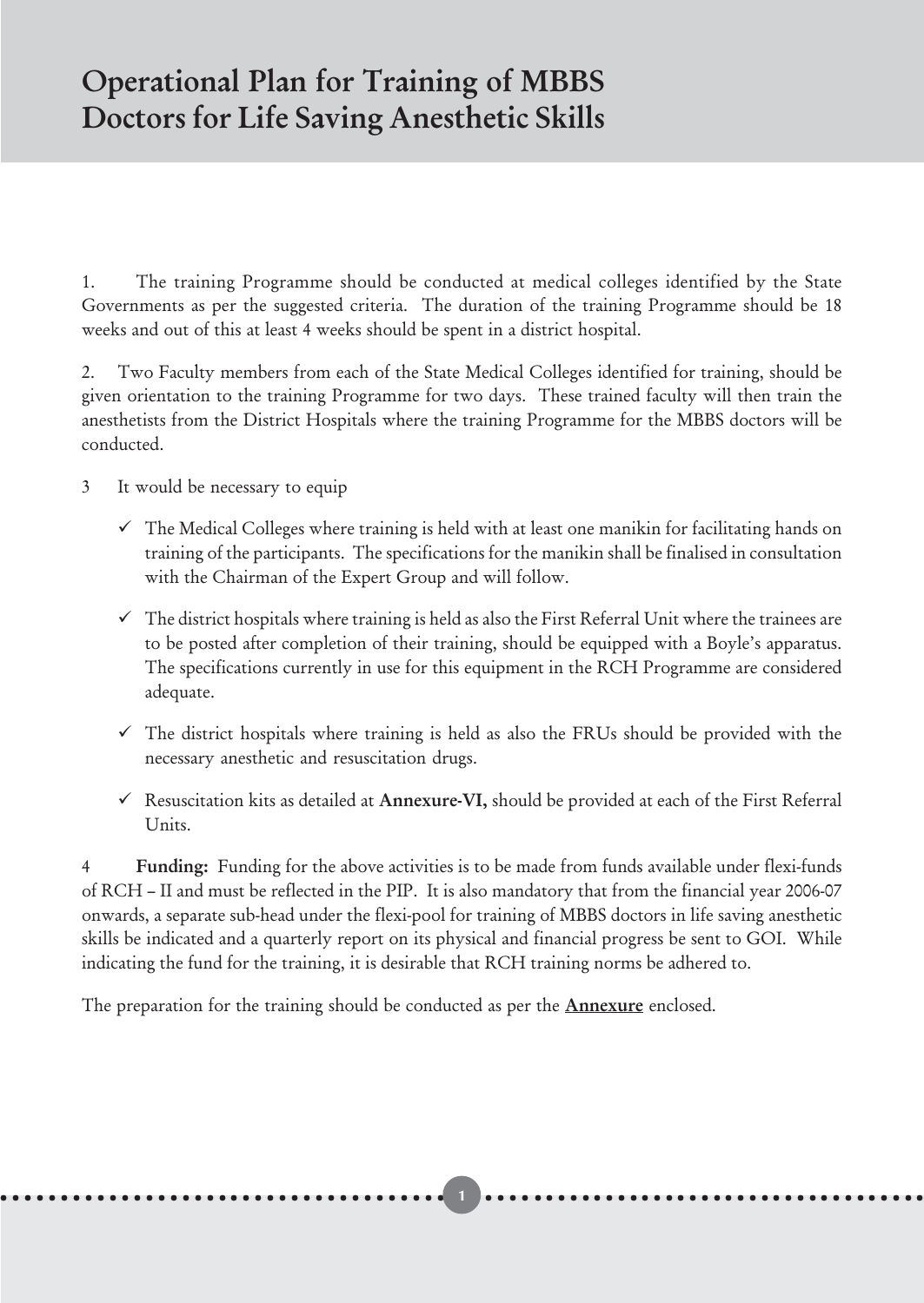# Operational Plan for Training of MBBS Doctors for Life Saving Anesthetic Skills

1. The training Programme should be conducted at medical colleges identified by the State Governments as per the suggested criteria. The duration of the training Programme should be 18 weeks and out of this at least 4 weeks should be spent in a district hospital.

2. Two Faculty members from each of the State Medical Colleges identified for training, should be given orientation to the training Programme for two days. These trained faculty will then train the anesthetists from the District Hospitals where the training Programme for the MBBS doctors will be conducted.

3 It would be necessary to equip

- ✓ The Medical Colleges where training is held with at least one manikin for facilitating hands on training of the participants. The specifications for the manikin shall be finalised in consultation with the Chairman of the Expert Group and will follow.
- ✓ The district hospitals where training is held as also the First Referral Unit where the trainees are to be posted after completion of their training, should be equipped with a Boyle's apparatus. The specifications currently in use for this equipment in the RCH Programme are considered adequate.
- ✓ The district hospitals where training is held as also the FRUs should be provided with the necessary anesthetic and resuscitation drugs.
- ✓ Resuscitation kits as detailed at **Annexure-VI,** should be provided at each of the First Referral Units.

4 **Funding:** Funding for the above activities is to be made from funds available under flexi-funds of RCH – II and must be reflected in the PIP. It is also mandatory that from the financial year 2006-07 onwards, a separate sub-head under the flexi-pool for training of MBBS doctors in life saving anesthetic skills be indicated and a quarterly report on its physical and financial progress be sent to GOI. While indicating the fund for the training, it is desirable that RCH training norms be adhered to.

The preparation for the training should be conducted as per the **Annexure** enclosed.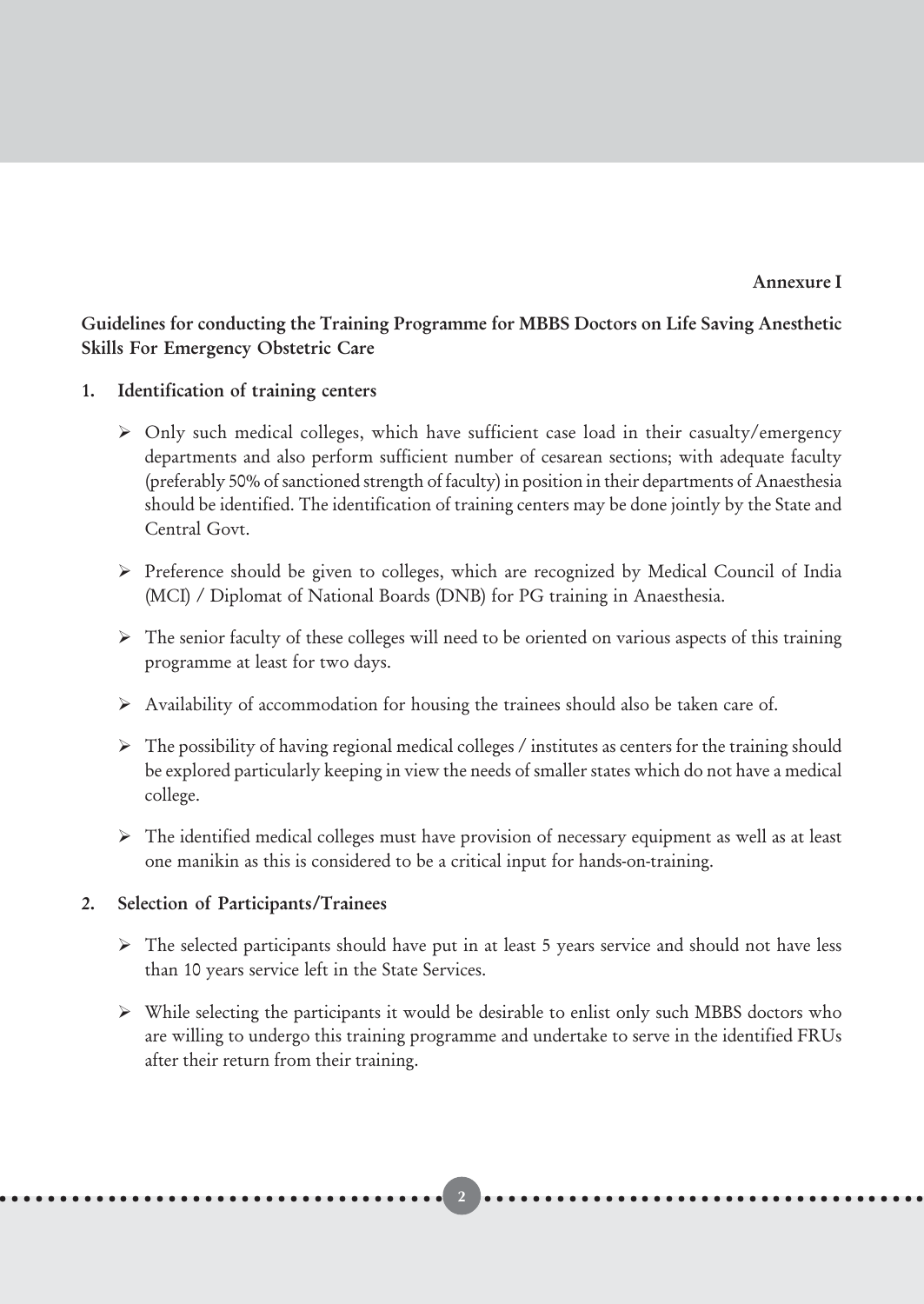**Annexure I**

## Guidelines for conducting the Training Programme for MBBS Doctors on Life Saving Anesthetic Skills For Emergency Obstetric Care

### 1. Identification of training centers

- Only such medical colleges, which have sufficient case load in their casualty/emergency departments and also perform sufficient number of cesarean sections; with adequate faculty (preferably 50% of sanctioned strength of faculty) in position in their departments of Anaesthesia should be identified. The identification of training centers may be done jointly by the State and Central Govt.
- Preference should be given to colleges, which are recognized by Medical Council of India (MCI) / Diplomat of National Boards (DNB) for PG training in Anaesthesia.
- The senior faculty of these colleges will need to be oriented on various aspects of this training programme at least for two days.
- Availability of accommodation for housing the trainees should also be taken care of.
- The possibility of having regional medical colleges / institutes as centers for the training should be explored particularly keeping in view the needs of smaller states which do not have a medical college.
- The identified medical colleges must have provision of necessary equipment as well as at least one manikin as this is considered to be a critical input for hands-on-training.

### 2. Selection of Participants/Trainees

- The selected participants should have put in at least 5 years service and should not have less than 10 years service left in the State Services.
- While selecting the participants it would be desirable to enlist only such MBBS doctors who are willing to undergo this training programme and undertake to serve in the identified FRUs after their return from their training.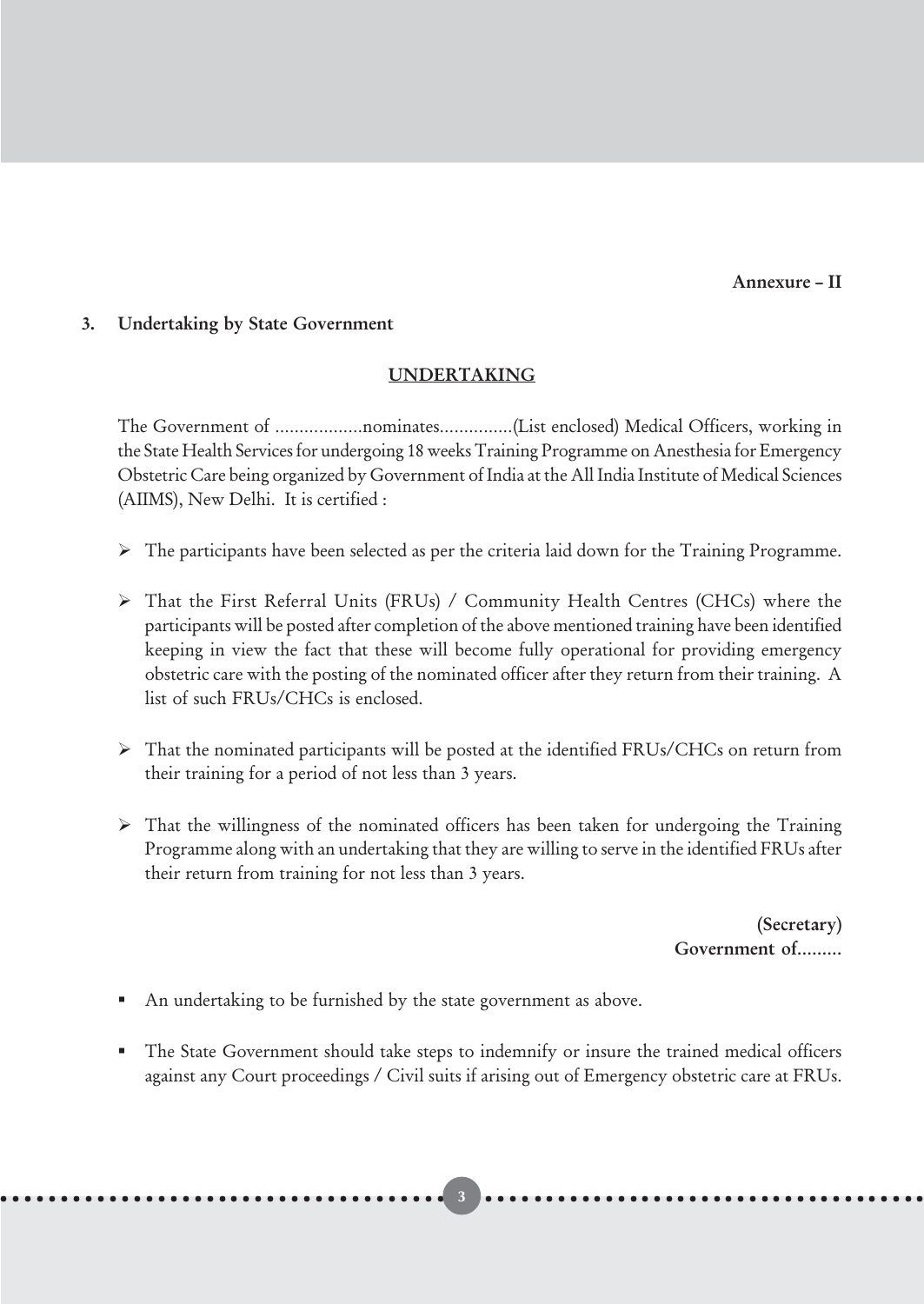**Annexure – II**

**3. Undertaking by State Government**

**UNDERTAKING**

The Government of ..................nominates...............(List enclosed) Medical Officers, working in the State Health Services for undergoing 18 weeks Training Programme on Anesthesia for Emergency Obstetric Care being organized by Government of India at the All India Institute of Medical Sciences (AIIMS), New Delhi. It is certified :

- The participants have been selected as per the criteria laid down for the Training Programme.
- That the First Referral Units (FRUs) / Community Health Centres (CHCs) where the participants will be posted after completion of the above mentioned training have been identified keeping in view the fact that these will become fully operational for providing emergency obstetric care with the posting of the nominated officer after they return from their training. A list of such FRUs/CHCs is enclosed.
- That the nominated participants will be posted at the identified FRUs/CHCs on return from their training for a period of not less than 3 years.
- That the willingness of the nominated officers has been taken for undergoing the Training Programme along with an undertaking that they are willing to serve in the identified FRUs after their return from training for not less than 3 years.

**(Secretary)**
**Government of.........**

- An undertaking to be furnished by the state government as above.
- The State Government should take steps to indemnify or insure the trained medical officers against any Court proceedings / Civil suits if arising out of Emergency obstetric care at FRUs.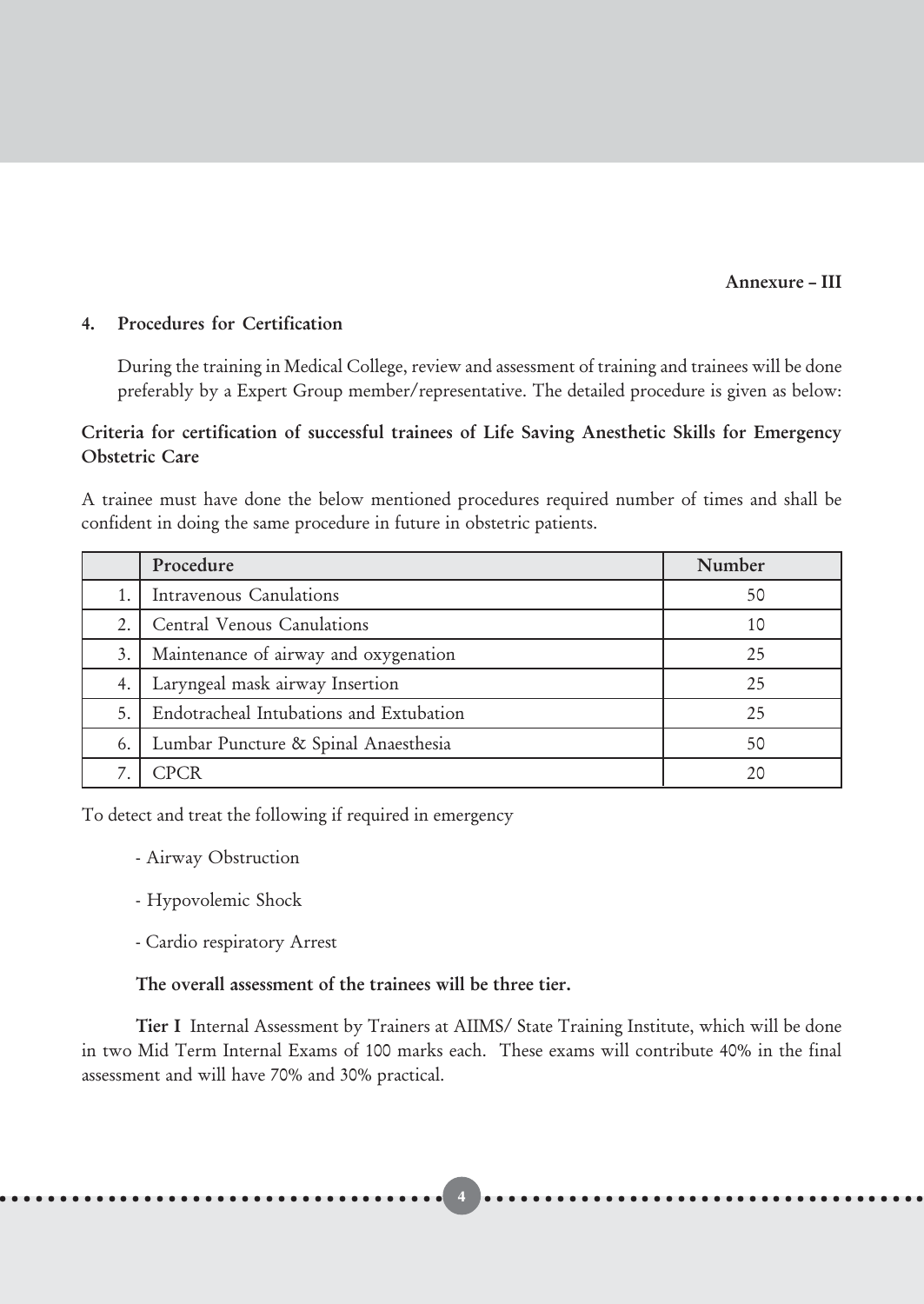Annexure – III

## 4. Procedures for Certification

During the training in Medical College, review and assessment of training and trainees will be done preferably by a Expert Group member/representative. The detailed procedure is given as below:

### Criteria for certification of successful trainees of Life Saving Anesthetic Skills for Emergency Obstetric Care

A trainee must have done the below mentioned procedures required number of times and shall be confident in doing the same procedure in future in obstetric patients.

| | Procedure | Number |
|---|---|---|
| 1. | Intravenous Canulations | 50 |
| 2. | Central Venous Canulations | 10 |
| 3. | Maintenance of airway and oxygenation | 25 |
| 4. | Laryngeal mask airway Insertion | 25 |
| 5. | Endotracheal Intubations and Extubation | 25 |
| 6. | Lumbar Puncture & Spinal Anaesthesia | 50 |
| 7. | CPCR | 20 |

To detect and treat the following if required in emergency

- Airway Obstruction
- Hypovolemic Shock
- Cardio respiratory Arrest

**The overall assessment of the trainees will be three tier.**

**Tier I** Internal Assessment by Trainers at AIIMS/ State Training Institute, which will be done in two Mid Term Internal Exams of 100 marks each. These exams will contribute 40% in the final assessment and will have 70% and 30% practical.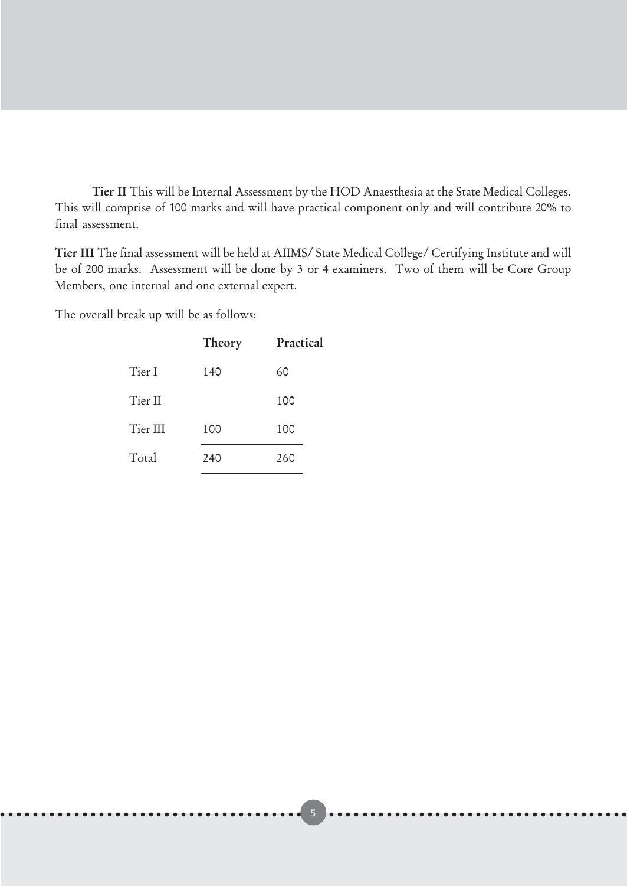**Tier II** This will be Internal Assessment by the HOD Anaesthesia at the State Medical Colleges. This will comprise of 100 marks and will have practical component only and will contribute 20% to final assessment.

**Tier III** The final assessment will be held at AIIMS/ State Medical College/ Certifying Institute and will be of 200 marks. Assessment will be done by 3 or 4 examiners. Two of them will be Core Group Members, one internal and one external expert.

The overall break up will be as follows:

| | **Theory** | **Practical** |
|---|---|---|
| Tier I | 140 | 60 |
| Tier II | | 100 |
| Tier III | 100 | 100 |
| Total | 240 | 260 |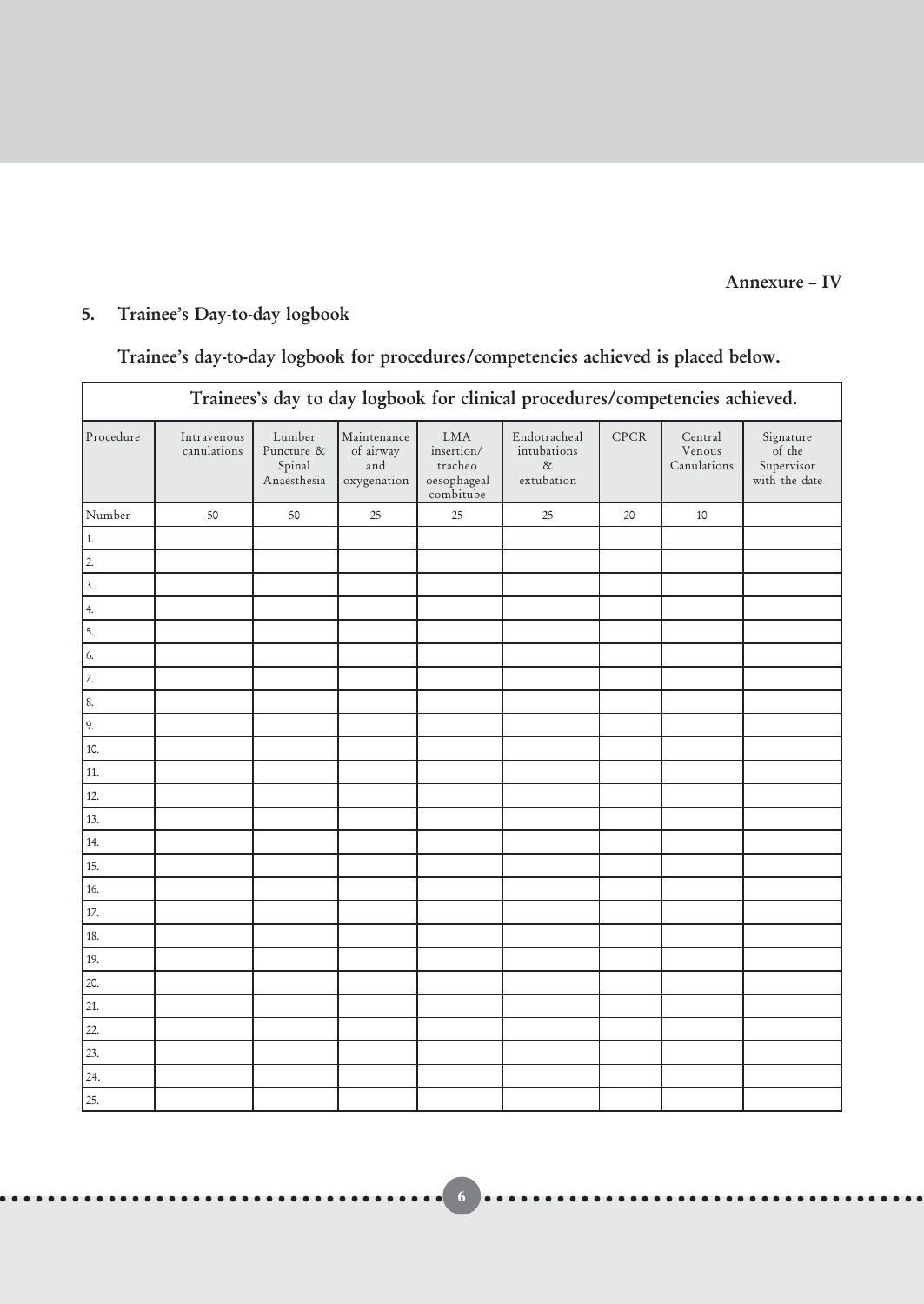**Annexure – IV**

## 5. Trainee's Day-to-day logbook

**Trainee's day-to-day logbook for procedures/competencies achieved is placed below.**

| Trainees's day to day logbook for clinical procedures/competencies achieved. | | | | | | | | |
|---|---|---|---|---|---|---|---|---|
| Procedure | Intravenous canulations | Lumber Puncture & Spinal Anaesthesia | Maintenance of airway and oxygenation | LMA insertion/ tracheo oesophageal combitube | Endotracheal intubations & extubation | CPCR | Central Venous Canulations | Signature of the Supervisor with the date |
| Number | 50 | 50 | 25 | 25 | 25 | 20 | 10 | |
| 1. | | | | | | | | |
| 2. | | | | | | | | |
| 3. | | | | | | | | |
| 4. | | | | | | | | |
| 5. | | | | | | | | |
| 6. | | | | | | | | |
| 7. | | | | | | | | |
| 8. | | | | | | | | |
| 9. | | | | | | | | |
| 10. | | | | | | | | |
| 11. | | | | | | | | |
| 12. | | | | | | | | |
| 13. | | | | | | | | |
| 14. | | | | | | | | |
| 15. | | | | | | | | |
| 16. | | | | | | | | |
| 17. | | | | | | | | |
| 18. | | | | | | | | |
| 19. | | | | | | | | |
| 20. | | | | | | | | |
| 21. | | | | | | | | |
| 22. | | | | | | | | |
| 23. | | | | | | | | |
| 24. | | | | | | | | |
| 25. | | | | | | | | |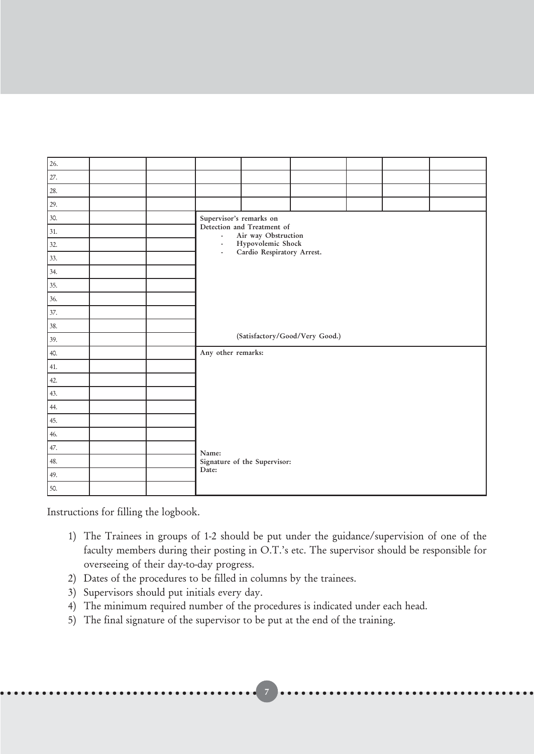| | | | | | | | | |
|---|---|---|---|---|---|---|---|---|
| 26. | | | | | | | | |
| 27. | | | | | | | | |
| 28. | | | | | | | | |
| 29. | | | | | | | | |
| 30. | | | Supervisor's remarks on Detection and Treatment of - Air way Obstruction - Hypovolemic Shock - Cardio Respiratory Arrest. | | | | | |
| 31. | | | | | | | | |
| 32. | | | | | | | | |
| 33. | | | | | | | | |
| 34. | | | | | | | | |
| 35. | | | | | | | | |
| 36. | | | | | | | | |
| 37. | | | | | | | | |
| 38. | | | | | | | | |
| 39. | | | (Satisfactory/Good/Very Good.) | | | | | |
| 40. | | | Any other remarks: | | | | | |
| 41. | | | | | | | | |
| 42. | | | | | | | | |
| 43. | | | | | | | | |
| 44. | | | | | | | | |
| 45. | | | | | | | | |
| 46. | | | | | | | | |
| 47. | | | Name: | | | | | |
| 48. | | | Signature of the Supervisor: | | | | | |
| 49. | | | Date: | | | | | |
| 50. | | | | | | | | |

Instructions for filling the logbook.

1) The Trainees in groups of 1-2 should be put under the guidance/supervision of one of the faculty members during their posting in O.T.'s etc. The supervisor should be responsible for overseeing of their day-to-day progress.
2) Dates of the procedures to be filled in columns by the trainees.
3) Supervisors should put initials every day.
4) The minimum required number of the procedures is indicated under each head.
5) The final signature of the supervisor to be put at the end of the training.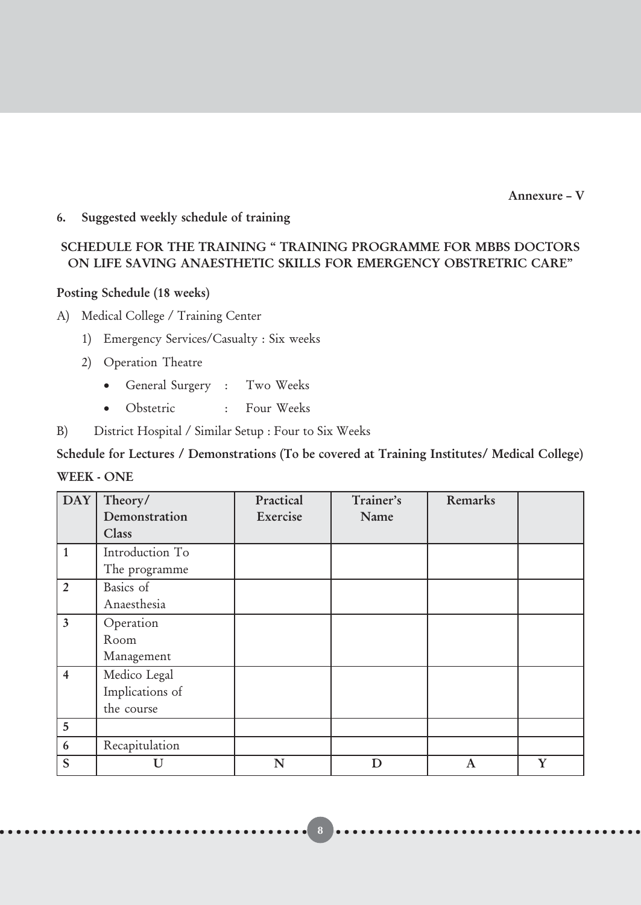Annexure – V

**6. Suggested weekly schedule of training**

**SCHEDULE FOR THE TRAINING " TRAINING PROGRAMME FOR MBBS DOCTORS ON LIFE SAVING ANAESTHETIC SKILLS FOR EMERGENCY OBSTRETRIC CARE"**

**Posting Schedule (18 weeks)**

A) Medical College / Training Center

1) Emergency Services/Casualty : Six weeks

2) Operation Theatre

- General Surgery : Two Weeks
- Obstetric : Four Weeks

B) District Hospital / Similar Setup : Four to Six Weeks

**Schedule for Lectures / Demonstrations (To be covered at Training Institutes/ Medical College)**

**WEEK - ONE**

| DAY | Theory/ Demonstration Class | Practical Exercise | Trainer's Name | Remarks | |
|---|---|---|---|---|---|
| 1 | Introduction To The programme | | | | |
| 2 | Basics of Anaesthesia | | | | |
| 3 | Operation Room Management | | | | |
| 4 | Medico Legal Implications of the course | | | | |
| 5 | | | | | |
| 6 | Recapitulation | | | | |
| S | U | N | D | A | Y |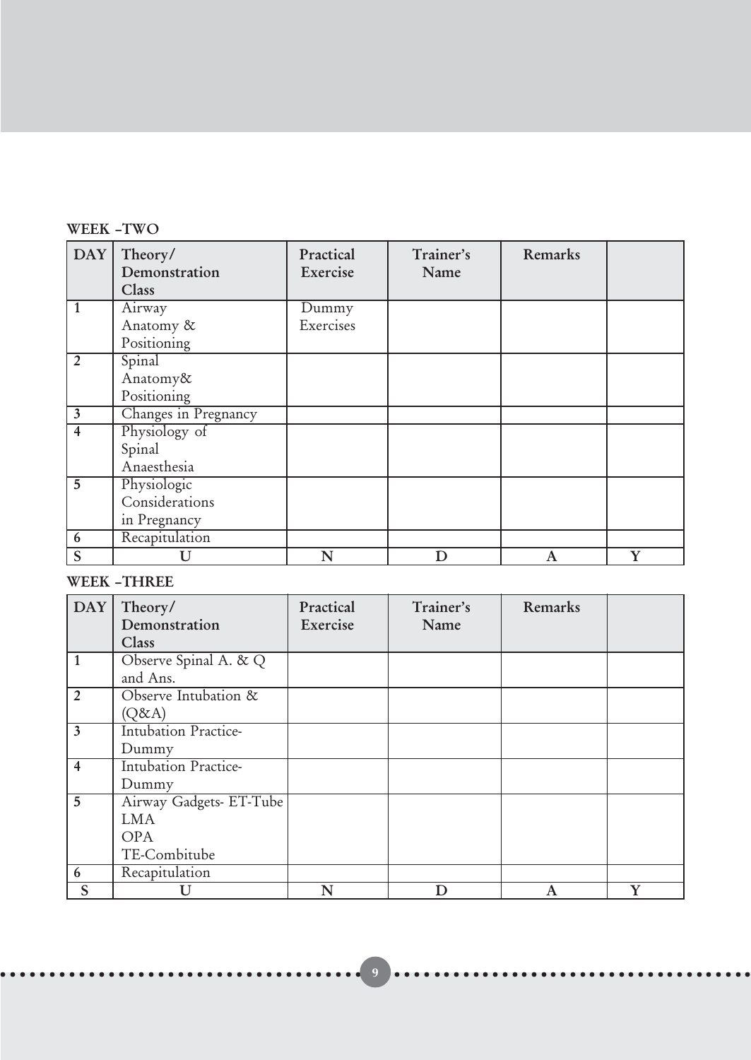**WEEK –TWO**

| DAY | Theory/ Demonstration Class | Practical Exercise | Trainer's Name | Remarks | |
|---|---|---|---|---|---|
| 1 | Airway Anatomy & Positioning | Dummy Exercises | | | |
| 2 | Spinal Anatomy& Positioning | | | | |
| 3 | Changes in Pregnancy | | | | |
| 4 | Physiology of Spinal Anaesthesia | | | | |
| 5 | Physiologic Considerations in Pregnancy | | | | |
| 6 | Recapitulation | | | | |
| S | U | N | D | A | Y |

**WEEK –THREE**

| DAY | Theory/ Demonstration Class | Practical Exercise | Trainer's Name | Remarks | |
|---|---|---|---|---|---|
| 1 | Observe Spinal A. & Q and Ans. | | | | |
| 2 | Observe Intubation & (Q&A) | | | | |
| 3 | Intubation Practice- Dummy | | | | |
| 4 | Intubation Practice- Dummy | | | | |
| 5 | Airway Gadgets- ET-Tube LMA OPA TE-Combitube | | | | |
| 6 | Recapitulation | | | | |
| S | U | N | D | A | Y |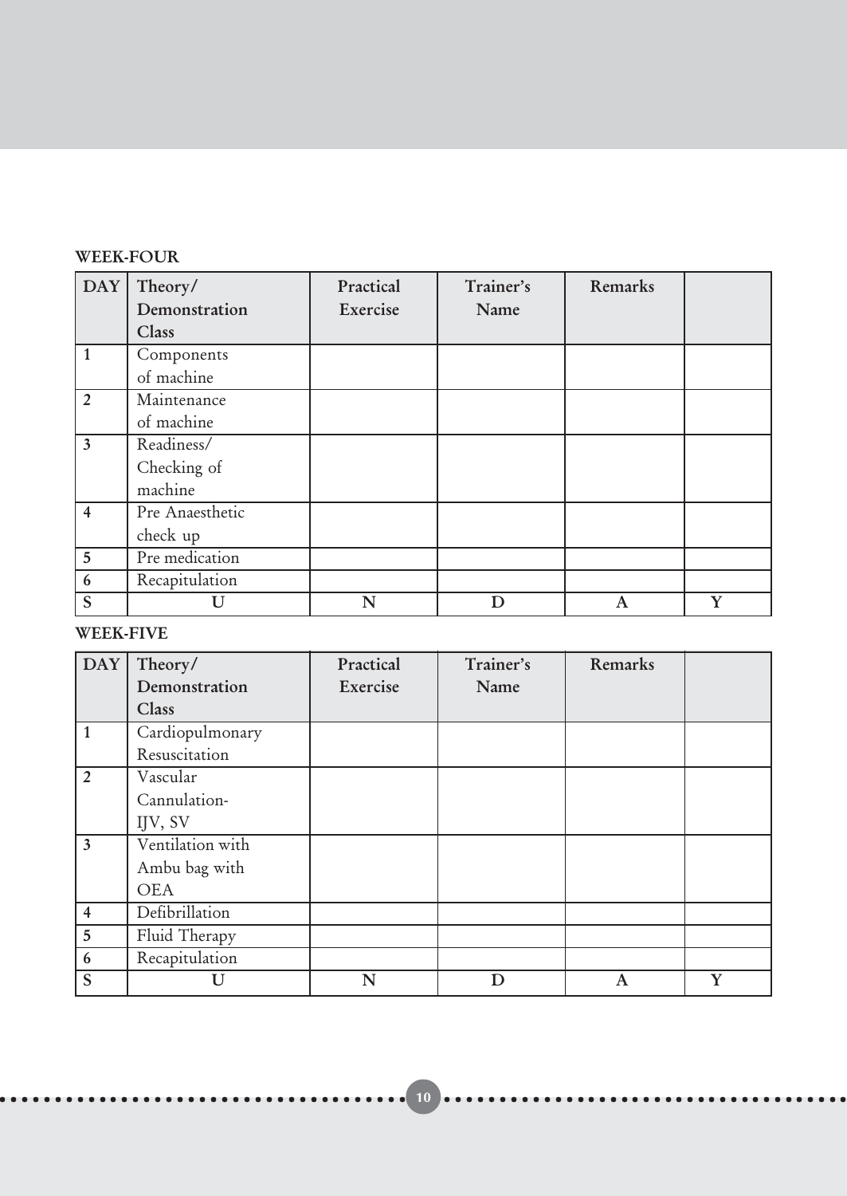**WEEK-FOUR**

| DAY | Theory/ Demonstration Class | Practical Exercise | Trainer's Name | Remarks | |
|---|---|---|---|---|---|
| 1 | Components of machine | | | | |
| 2 | Maintenance of machine | | | | |
| 3 | Readiness/ Checking of machine | | | | |
| 4 | Pre Anaesthetic check up | | | | |
| 5 | Pre medication | | | | |
| 6 | Recapitulation | | | | |
| S | U | N | D | A | Y |

**WEEK-FIVE**

| DAY | Theory/ Demonstration Class | Practical Exercise | Trainer's Name | Remarks | |
|---|---|---|---|---|---|
| 1 | Cardiopulmonary Resuscitation | | | | |
| 2 | Vascular Cannulation- IJV, SV | | | | |
| 3 | Ventilation with Ambu bag with OEA | | | | |
| 4 | Defibrillation | | | | |
| 5 | Fluid Therapy | | | | |
| 6 | Recapitulation | | | | |
| S | U | N | D | A | Y |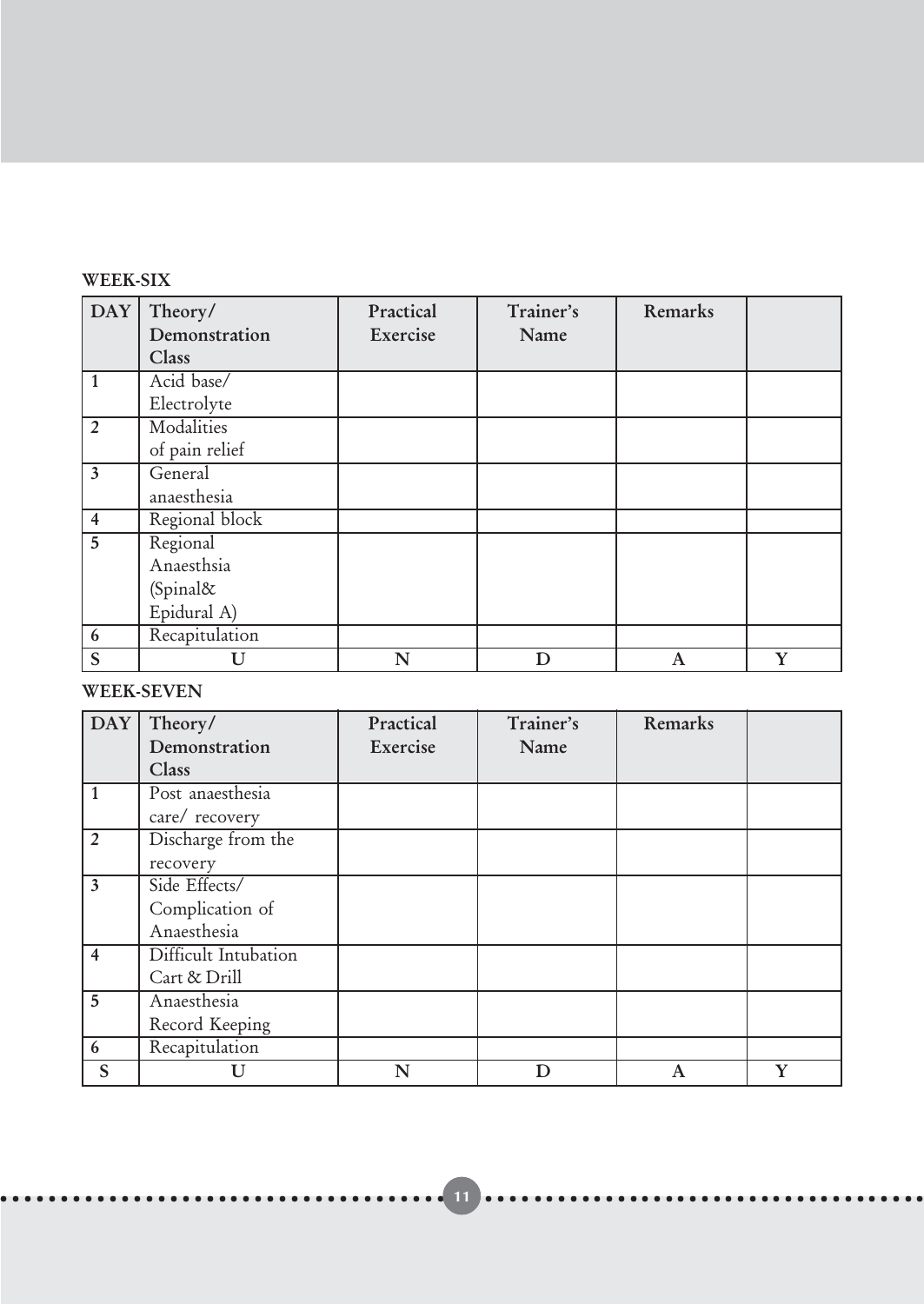**WEEK-SIX**

| DAY | Theory/ Demonstration Class | Practical Exercise | Trainer's Name | Remarks | |
|---|---|---|---|---|---|
| 1 | Acid base/ Electrolyte | | | | |
| 2 | Modalities of pain relief | | | | |
| 3 | General anaesthesia | | | | |
| 4 | Regional block | | | | |
| 5 | Regional Anaesthsia (Spinal& Epidural A) | | | | |
| 6 | Recapitulation | | | | |
| S | U | N | D | A | Y |

**WEEK-SEVEN**

| DAY | Theory/ Demonstration Class | Practical Exercise | Trainer's Name | Remarks | |
|---|---|---|---|---|---|
| 1 | Post anaesthesia care/ recovery | | | | |
| 2 | Discharge from the recovery | | | | |
| 3 | Side Effects/ Complication of Anaesthesia | | | | |
| 4 | Difficult Intubation Cart & Drill | | | | |
| 5 | Anaesthesia Record Keeping | | | | |
| 6 | Recapitulation | | | | |
| S | U | N | D | A | Y |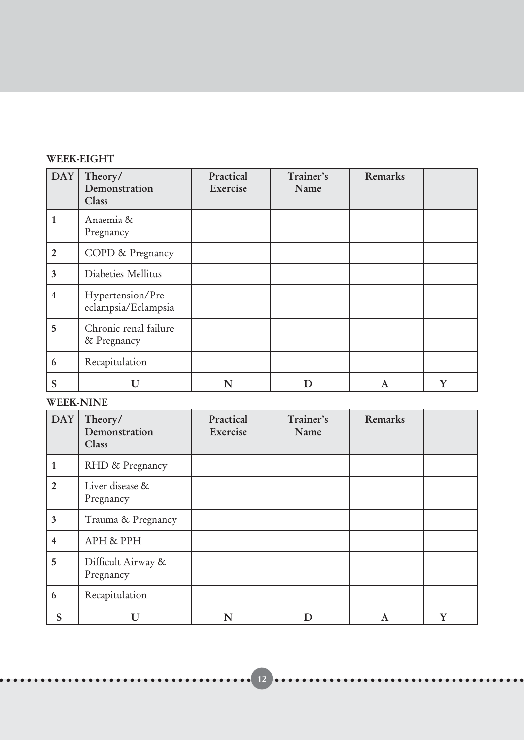**WEEK-EIGHT**

| DAY | Theory/ Demonstration Class | Practical Exercise | Trainer's Name | Remarks | |
|---|---|---|---|---|---|
| 1 | Anaemia & Pregnancy | | | | |
| 2 | COPD & Pregnancy | | | | |
| 3 | Diabeties Mellitus | | | | |
| 4 | Hypertension/Pre-eclampsia/Eclampsia | | | | |
| 5 | Chronic renal failure & Pregnancy | | | | |
| 6 | Recapitulation | | | | |
| S | U | N | D | A | Y |

**WEEK-NINE**

| DAY | Theory/ Demonstration Class | Practical Exercise | Trainer's Name | Remarks | |
|---|---|---|---|---|---|
| 1 | RHD & Pregnancy | | | | |
| 2 | Liver disease & Pregnancy | | | | |
| 3 | Trauma & Pregnancy | | | | |
| 4 | APH & PPH | | | | |
| 5 | Difficult Airway & Pregnancy | | | | |
| 6 | Recapitulation | | | | |
| S | U | N | D | A | Y |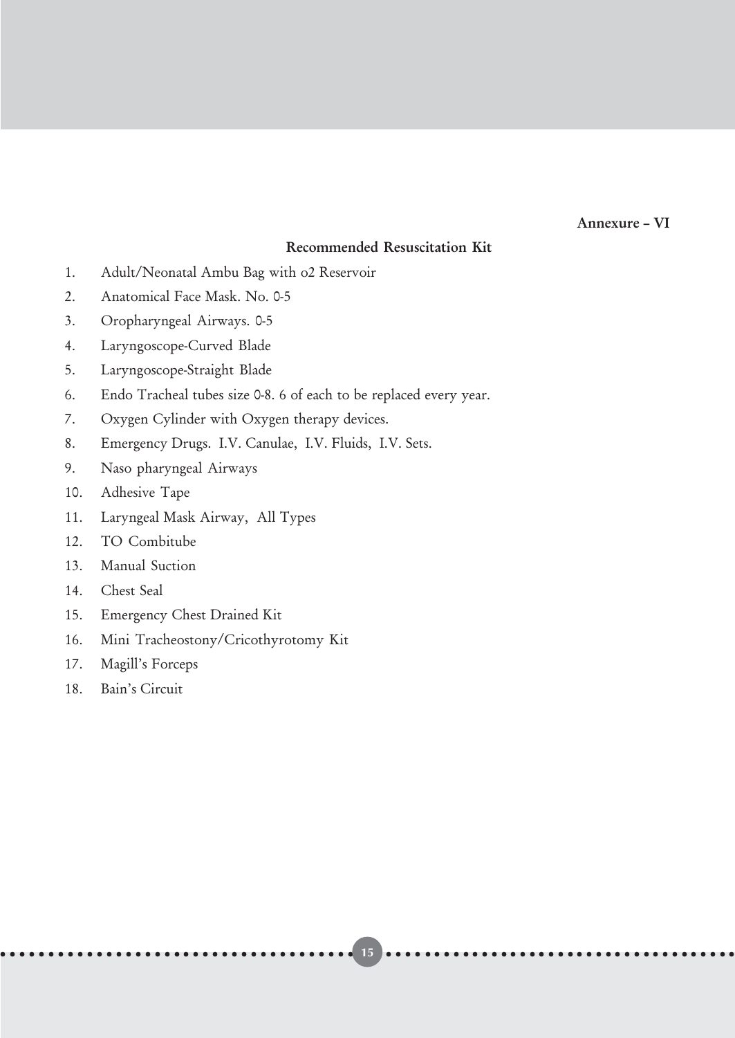**Annexure – VI**

## Recommended Resuscitation Kit

1. Adult/Neonatal Ambu Bag with o2 Reservoir
2. Anatomical Face Mask. No. 0-5
3. Oropharyngeal Airways. 0-5
4. Laryngoscope-Curved Blade
5. Laryngoscope-Straight Blade
6. Endo Tracheal tubes size 0-8. 6 of each to be replaced every year.
7. Oxygen Cylinder with Oxygen therapy devices.
8. Emergency Drugs. I.V. Canulae, I.V. Fluids, I.V. Sets.
9. Naso pharyngeal Airways
10. Adhesive Tape
11. Laryngeal Mask Airway, All Types
12. TO Combitube
13. Manual Suction
14. Chest Seal
15. Emergency Chest Drained Kit
16. Mini Tracheostony/Cricothyrotomy Kit
17. Magill's Forceps
18. Bain's Circuit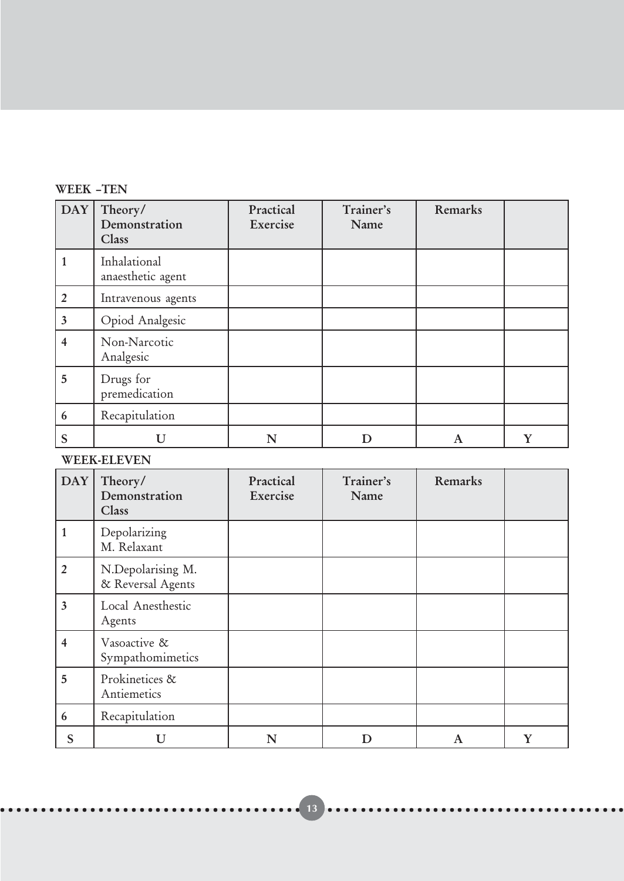**WEEK –TEN**

| DAY | Theory/ Demonstration Class | Practical Exercise | Trainer's Name | Remarks | |
|---|---|---|---|---|---|
| 1 | Inhalational anaesthetic agent | | | | |
| 2 | Intravenous agents | | | | |
| 3 | Opiod Analgesic | | | | |
| 4 | Non-Narcotic Analgesic | | | | |
| 5 | Drugs for premedication | | | | |
| 6 | Recapitulation | | | | |
| S | U | N | D | A | Y |

**WEEK-ELEVEN**

| DAY | Theory/ Demonstration Class | Practical Exercise | Trainer's Name | Remarks | |
|---|---|---|---|---|---|
| 1 | Depolarizing M. Relaxant | | | | |
| 2 | N.Depolarising M. & Reversal Agents | | | | |
| 3 | Local Anesthestic Agents | | | | |
| 4 | Vasoactive & Sympathomimetics | | | | |
| 5 | Prokinetices & Antiemetics | | | | |
| 6 | Recapitulation | | | | |
| S | U | N | D | A | Y |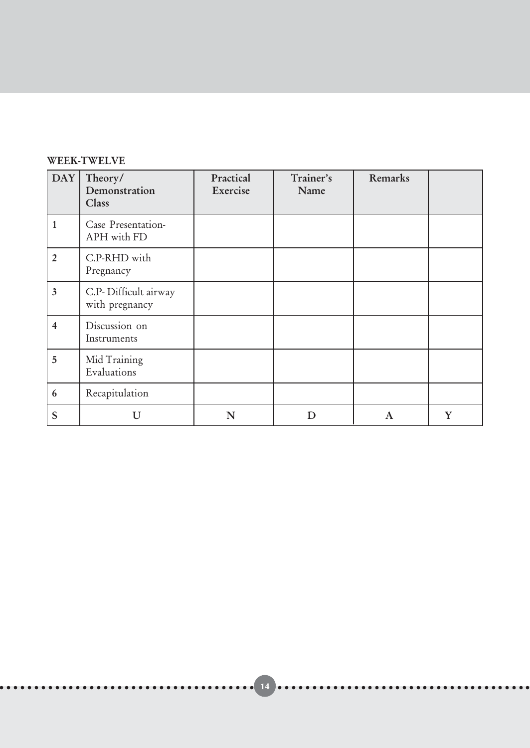**WEEK-TWELVE**

| DAY | Theory/ Demonstration Class | Practical Exercise | Trainer's Name | Remarks | |
|---|---|---|---|---|---|
| 1 | Case Presentation-APH with FD | | | | |
| 2 | C.P-RHD with Pregnancy | | | | |
| 3 | C.P- Difficult airway with pregnancy | | | | |
| 4 | Discussion on Instruments | | | | |
| 5 | Mid Training Evaluations | | | | |
| 6 | Recapitulation | | | | |
| S | U | N | D | A | Y |